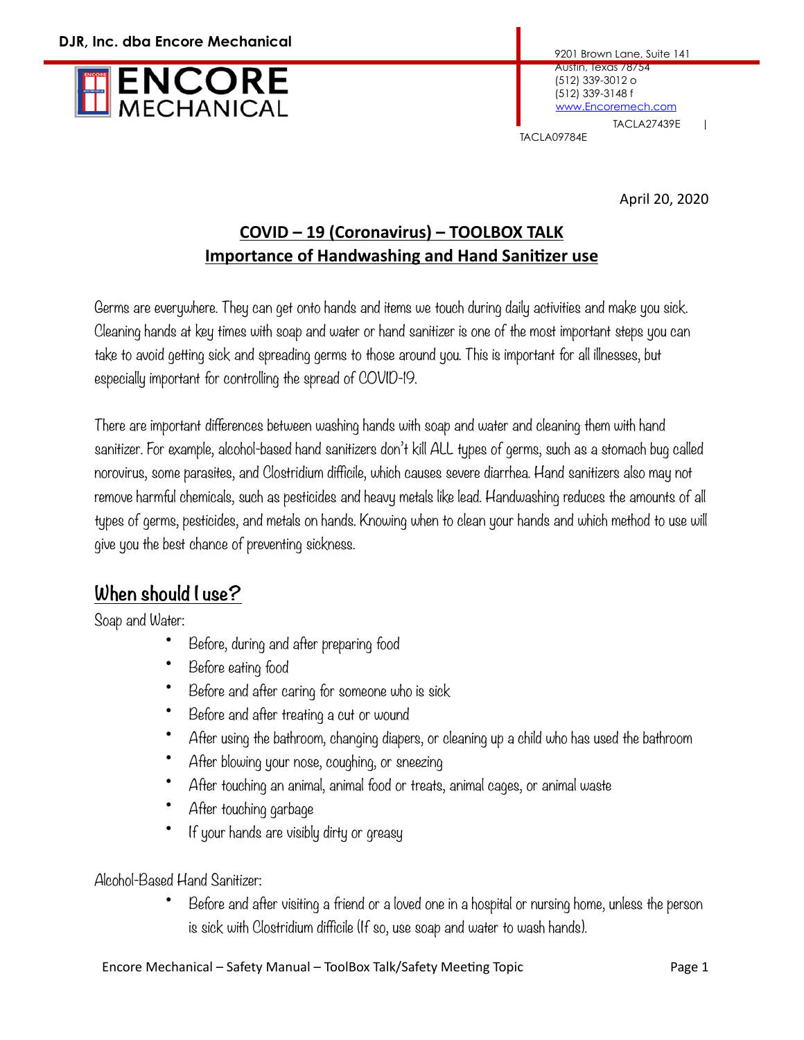DJR, Inc. dba Encore Mechanical

ENCORE MECHANICAL

9201 Brown Lane, Suite 141
Austin, Texas 78754
(512) 339-3012 o
(512) 339-3148 f
www.Encoremech.com

TACLA27439E | TACLA09784E

April 20, 2020

# COVID – 19 (Coronavirus) – TOOLBOX TALK
## Importance of Handwashing and Hand Sanitizer use

Germs are everywhere. They can get onto hands and items we touch during daily activities and make you sick. Cleaning hands at key times with soap and water or hand sanitizer is one of the most important steps you can take to avoid getting sick and spreading germs to those around you. This is important for all illnesses, but especially important for controlling the spread of COVID-19.

There are important differences between washing hands with soap and water and cleaning them with hand sanitizer. For example, alcohol-based hand sanitizers don't kill ALL types of germs, such as a stomach bug called norovirus, some parasites, and Clostridium difficile, which causes severe diarrhea. Hand sanitizers also may not remove harmful chemicals, such as pesticides and heavy metals like lead. Handwashing reduces the amounts of all types of germs, pesticides, and metals on hands. Knowing when to clean your hands and which method to use will give you the best chance of preventing sickness.

## When should I use?

Soap and Water:

- Before, during and after preparing food
- Before eating food
- Before and after caring for someone who is sick
- Before and after treating a cut or wound
- After using the bathroom, changing diapers, or cleaning up a child who has used the bathroom
- After blowing your nose, coughing, or sneezing
- After touching an animal, animal food or treats, animal cages, or animal waste
- After touching garbage
- If your hands are visibly dirty or greasy

Alcohol-Based Hand Sanitizer:

- Before and after visiting a friend or a loved one in a hospital or nursing home, unless the person is sick with Clostridium difficile (If so, use soap and water to wash hands).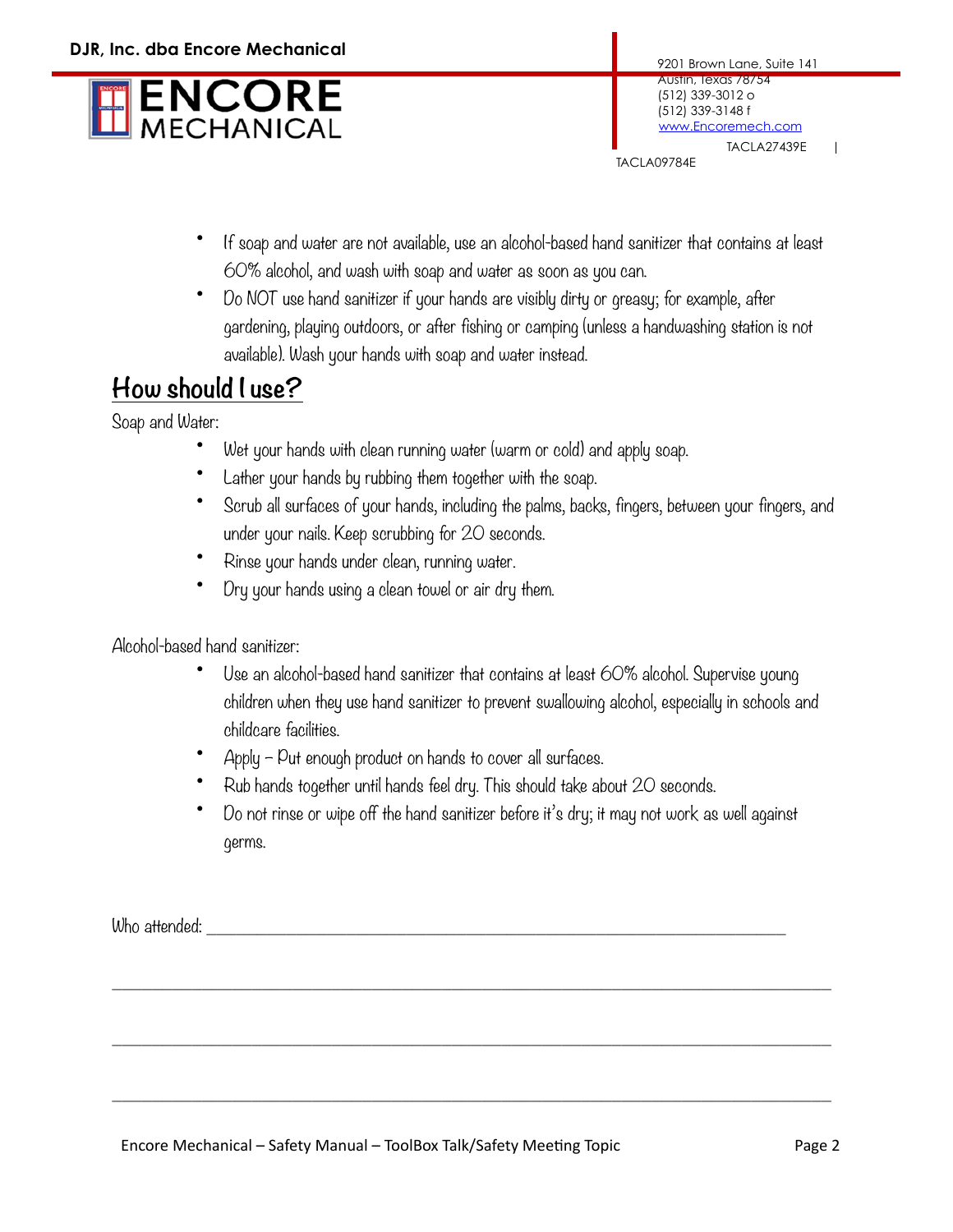- If soap and water are not available, use an alcohol-based hand sanitizer that contains at least 60% alcohol, and wash with soap and water as soon as you can.
- Do NOT use hand sanitizer if your hands are visibly dirty or greasy; for example, after gardening, playing outdoors, or after fishing or camping (unless a handwashing station is not available). Wash your hands with soap and water instead.

## How should I use?

Soap and Water:

- Wet your hands with clean running water (warm or cold) and apply soap.
- Lather your hands by rubbing them together with the soap.
- Scrub all surfaces of your hands, including the palms, backs, fingers, between your fingers, and under your nails. Keep scrubbing for 20 seconds.
- Rinse your hands under clean, running water.
- Dry your hands using a clean towel or air dry them.

Alcohol-based hand sanitizer:

- Use an alcohol-based hand sanitizer that contains at least 60% alcohol. Supervise young children when they use hand sanitizer to prevent swallowing alcohol, especially in schools and childcare facilities.
- Apply – Put enough product on hands to cover all surfaces.
- Rub hands together until hands feel dry. This should take about 20 seconds.
- Do not rinse or wipe off the hand sanitizer before it's dry; it may not work as well against germs.

Who attended: ______________________________________________________________

______________________________________________________________________________

______________________________________________________________________________

______________________________________________________________________________